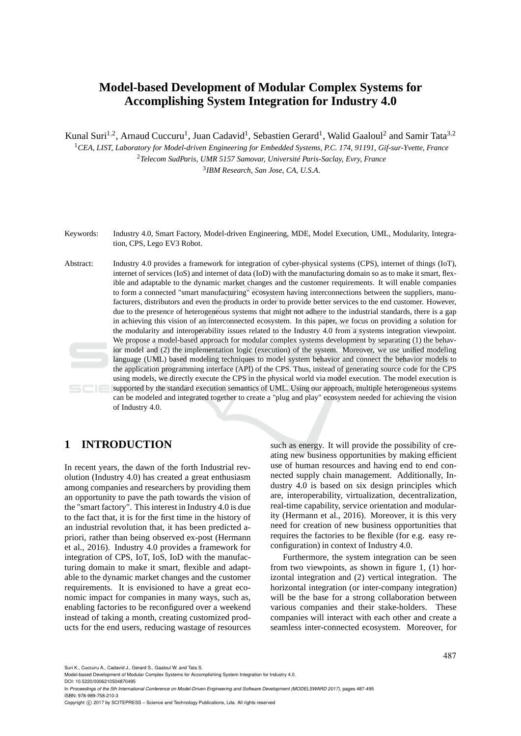# Model-based Development of Modular Complex Systems for Accomplishing System Integration for Industry 4.0

Kunal Suri[1,2], Arnaud Cuccuru[1], Juan Cadavid[1], Sebastien Gerard[1], Walid Gaaloul[2] and Samir Tata[3,2]

[1]*CEA, LIST, Laboratory for Model-driven Engineering for Embedded Systems, P.C. 174, 91191, Gif-sur-Yvette, France*

[2]*Telecom SudParis, UMR 5157 Samovar, Université Paris-Saclay, Evry, France*

[3]*IBM Research, San Jose, CA, U.S.A.*

Keywords: Industry 4.0, Smart Factory, Model-driven Engineering, MDE, Model Execution, UML, Modularity, Integration, CPS, Lego EV3 Robot.

Abstract: Industry 4.0 provides a framework for integration of cyber-physical systems (CPS), internet of things (IoT), internet of services (IoS) and internet of data (IoD) with the manufacturing domain so as to make it smart, flexible and adaptable to the dynamic market changes and the customer requirements. It will enable companies to form a connected "smart manufacturing" ecosystem having interconnections between the suppliers, manufacturers, distributors and even the products in order to provide better services to the end customer. However, due to the presence of heterogeneous systems that might not adhere to the industrial standards, there is a gap in achieving this vision of an interconnected ecosystem. In this paper, we focus on providing a solution for the modularity and interoperability issues related to the Industry 4.0 from a systems integration viewpoint. We propose a model-based approach for modular complex systems development by separating (1) the behavior model and (2) the implementation logic (execution) of the system. Moreover, we use unified modeling language (UML) based modeling techniques to model system behavior and connect the behavior models to the application programming interface (API) of the CPS. Thus, instead of generating source code for the CPS using models, we directly execute the CPS in the physical world via model execution. The model execution is supported by the standard execution semantics of UML. Using our approach, multiple heterogeneous systems can be modeled and integrated together to create a "plug and play" ecosystem needed for achieving the vision of Industry 4.0.

## 1 INTRODUCTION

In recent years, the dawn of the forth Industrial revolution (Industry 4.0) has created a great enthusiasm among companies and researchers by providing them an opportunity to pave the path towards the vision of the "smart factory". This interest in Industry 4.0 is due to the fact that, it is for the first time in the history of an industrial revolution that, it has been predicted a-priori, rather than being observed ex-post (Hermann et al., 2016). Industry 4.0 provides a framework for integration of CPS, IoT, IoS, IoD with the manufacturing domain to make it smart, flexible and adaptable to the dynamic market changes and the customer requirements. It is envisioned to have a great economic impact for companies in many ways, such as, enabling factories to be reconfigured over a weekend instead of taking a month, creating customized products for the end users, reducing wastage of resources such as energy. It will provide the possibility of creating new business opportunities by making efficient use of human resources and having end to end connected supply chain management. Additionally, Industry 4.0 is based on six design principles which are, interoperability, virtualization, decentralization, real-time capability, service orientation and modularity (Hermann et al., 2016). Moreover, it is this very need for creation of new business opportunities that requires the factories to be flexible (for e.g. easy reconfiguration) in context of Industry 4.0.

Furthermore, the system integration can be seen from two viewpoints, as shown in figure 1, (1) horizontal integration and (2) vertical integration. The horizontal integration (or inter-company integration) will be the base for a strong collaboration between various companies and their stake-holders. These companies will interact with each other and create a seamless inter-connected ecosystem. Moreover, for

Suri K., Cuccuru A., Cadavid J., Gerard S., Gaaloul W. and Tata S.
Model-based Development of Modular Complex Systems for Accomplishing System Integration for Industry 4.0.
DOI: 10.5220/0006210504870495
In *Proceedings of the 5th International Conference on Model-Driven Engineering and Software Development (MODELSWARD 2017)*, pages 487-495
ISBN: 978-989-758-210-3
Copyright © 2017 by SCITEPRESS – Science and Technology Publications, Lda. All rights reserved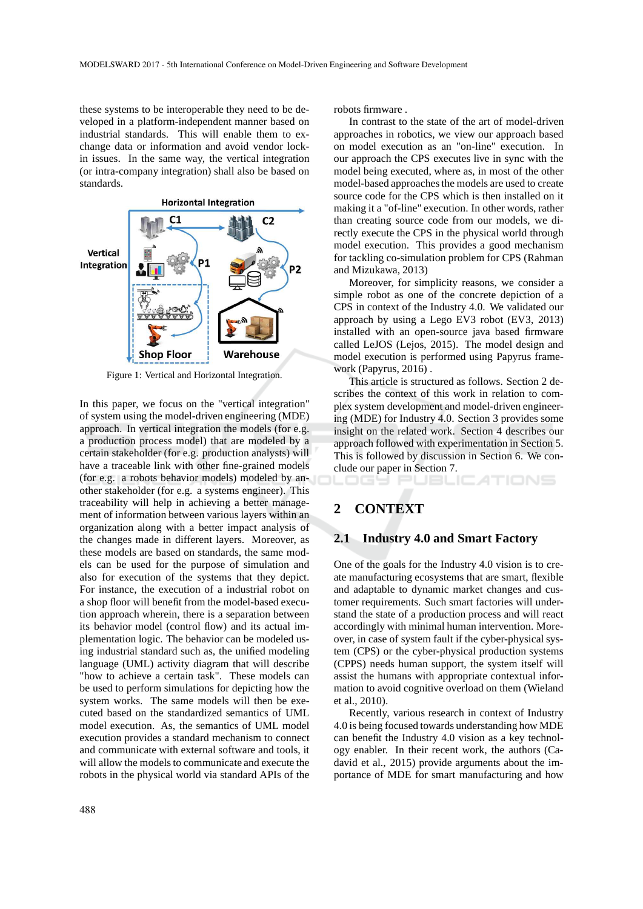these systems to be interoperable they need to be developed in a platform-independent manner based on industrial standards. This will enable them to exchange data or information and avoid vendor lock-in issues. In the same way, the vertical integration (or intra-company integration) shall also be based on standards.

Figure 1: Vertical and Horizontal Integration.

In this paper, we focus on the "vertical integration" of system using the model-driven engineering (MDE) approach. In vertical integration the models (for e.g. a production process model) that are modeled by a certain stakeholder (for e.g. production analysts) will have a traceable link with other fine-grained models (for e.g. a robots behavior models) modeled by another stakeholder (for e.g. a systems engineer). This traceability will help in achieving a better management of information between various layers within an organization along with a better impact analysis of the changes made in different layers. Moreover, as these models are based on standards, the same models can be used for the purpose of simulation and also for execution of the systems that they depict. For instance, the execution of a industrial robot on a shop floor will benefit from the model-based execution approach wherein, there is a separation between its behavior model (control flow) and its actual implementation logic. The behavior can be modeled using industrial standard such as, the unified modeling language (UML) activity diagram that will describe "how to achieve a certain task". These models can be used to perform simulations for depicting how the system works. The same models will then be executed based on the standardized semantics of UML model execution. As, the semantics of UML model execution provides a standard mechanism to connect and communicate with external software and tools, it will allow the models to communicate and execute the robots in the physical world via standard APIs of the robots firmware .

In contrast to the state of the art of model-driven approaches in robotics, we view our approach based on model execution as an "on-line" execution. In our approach the CPS executes live in sync with the model being executed, where as, in most of the other model-based approaches the models are used to create source code for the CPS which is then installed on it making it a "of-line" execution. In other words, rather than creating source code from our models, we directly execute the CPS in the physical world through model execution. This provides a good mechanism for tackling co-simulation problem for CPS (Rahman and Mizukawa, 2013)

Moreover, for simplicity reasons, we consider a simple robot as one of the concrete depiction of a CPS in context of the Industry 4.0. We validated our approach by using a Lego EV3 robot (EV3, 2013) installed with an open-source java based firmware called LeJOS (Lejos, 2015). The model design and model execution is performed using Papyrus framework (Papyrus, 2016) .

This article is structured as follows. Section 2 describes the context of this work in relation to complex system development and model-driven engineering (MDE) for Industry 4.0. Section 3 provides some insight on the related work. Section 4 describes our approach followed with experimentation in Section 5. This is followed by discussion in Section 6. We conclude our paper in Section 7.

## 2 CONTEXT

### 2.1 Industry 4.0 and Smart Factory

One of the goals for the Industry 4.0 vision is to create manufacturing ecosystems that are smart, flexible and adaptable to dynamic market changes and customer requirements. Such smart factories will understand the state of a production process and will react accordingly with minimal human intervention. Moreover, in case of system fault if the cyber-physical system (CPS) or the cyber-physical production systems (CPPS) needs human support, the system itself will assist the humans with appropriate contextual information to avoid cognitive overload on them (Wieland et al., 2010).

Recently, various research in context of Industry 4.0 is being focused towards understanding how MDE can benefit the Industry 4.0 vision as a key technology enabler. In their recent work, the authors (Cadavid et al., 2015) provide arguments about the importance of MDE for smart manufacturing and how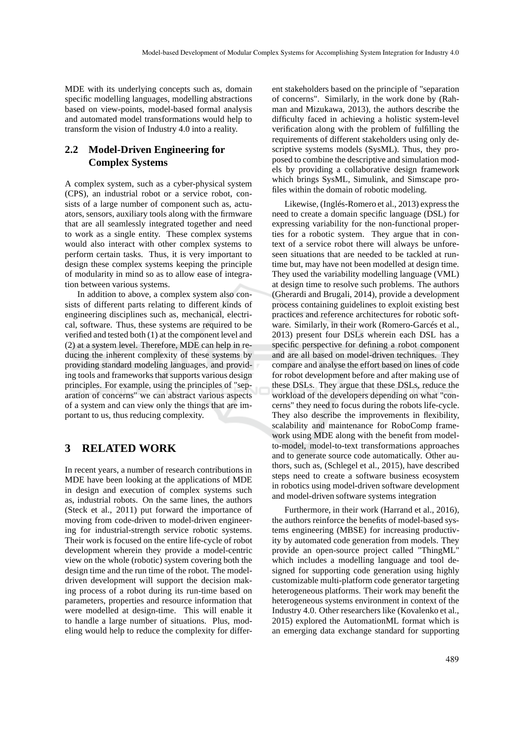MDE with its underlying concepts such as, domain specific modelling languages, modelling abstractions based on view-points, model-based formal analysis and automated model transformations would help to transform the vision of Industry 4.0 into a reality.

## 2.2 Model-Driven Engineering for Complex Systems

A complex system, such as a cyber-physical system (CPS), an industrial robot or a service robot, consists of a large number of component such as, actuators, sensors, auxiliary tools along with the firmware that are all seamlessly integrated together and need to work as a single entity. These complex systems would also interact with other complex systems to perform certain tasks. Thus, it is very important to design these complex systems keeping the principle of modularity in mind so as to allow ease of integration between various systems.

In addition to above, a complex system also consists of different parts relating to different kinds of engineering disciplines such as, mechanical, electrical, software. Thus, these systems are required to be verified and tested both (1) at the component level and (2) at a system level. Therefore, MDE can help in reducing the inherent complexity of these systems by providing standard modeling languages, and providing tools and frameworks that supports various design principles. For example, using the principles of "separation of concerns" we can abstract various aspects of a system and can view only the things that are important to us, thus reducing complexity.

# 3 RELATED WORK

In recent years, a number of research contributions in MDE have been looking at the applications of MDE in design and execution of complex systems such as, industrial robots. On the same lines, the authors (Steck et al., 2011) put forward the importance of moving from code-driven to model-driven engineering for industrial-strength service robotic systems. Their work is focused on the entire life-cycle of robot development wherein they provide a model-centric view on the whole (robotic) system covering both the design time and the run time of the robot. The model-driven development will support the decision making process of a robot during its run-time based on parameters, properties and resource information that were modelled at design-time. This will enable it to handle a large number of situations. Plus, modeling would help to reduce the complexity for different stakeholders based on the principle of "separation of concerns". Similarly, in the work done by (Rahman and Mizukawa, 2013), the authors describe the difficulty faced in achieving a holistic system-level verification along with the problem of fulfilling the requirements of different stakeholders using only descriptive systems models (SysML). Thus, they proposed to combine the descriptive and simulation models by providing a collaborative design framework which brings SysML, Simulink, and Simscape profiles within the domain of robotic modeling.

Likewise, (Inglés-Romero et al., 2013) express the need to create a domain specific language (DSL) for expressing variability for the non-functional properties for a robotic system. They argue that in context of a service robot there will always be unforeseen situations that are needed to be tackled at runtime but, may have not been modelled at design time. They used the variability modelling language (VML) at design time to resolve such problems. The authors (Gherardi and Brugali, 2014), provide a development process containing guidelines to exploit existing best practices and reference architectures for robotic software. Similarly, in their work (Romero-Garcés et al., 2013) present four DSLs wherein each DSL has a specific perspective for defining a robot component and are all based on model-driven techniques. They compare and analyse the effort based on lines of code for robot development before and after making use of these DSLs. They argue that these DSLs, reduce the workload of the developers depending on what "concerns" they need to focus during the robots life-cycle. They also describe the improvements in flexibility, scalability and maintenance for RoboComp framework using MDE along with the benefit from model-to-model, model-to-text transformations approaches and to generate source code automatically. Other authors, such as, (Schlegel et al., 2015), have described steps need to create a software business ecosystem in robotics using model-driven software development and model-driven software systems integration

Furthermore, in their work (Harrand et al., 2016), the authors reinforce the benefits of model-based systems engineering (MBSE) for increasing productivity by automated code generation from models. They provide an open-source project called "ThingML" which includes a modelling language and tool designed for supporting code generation using highly customizable multi-platform code generator targeting heterogeneous platforms. Their work may benefit the heterogeneous systems environment in context of the Industry 4.0. Other researchers like (Kovalenko et al., 2015) explored the AutomationML format which is an emerging data exchange standard for supporting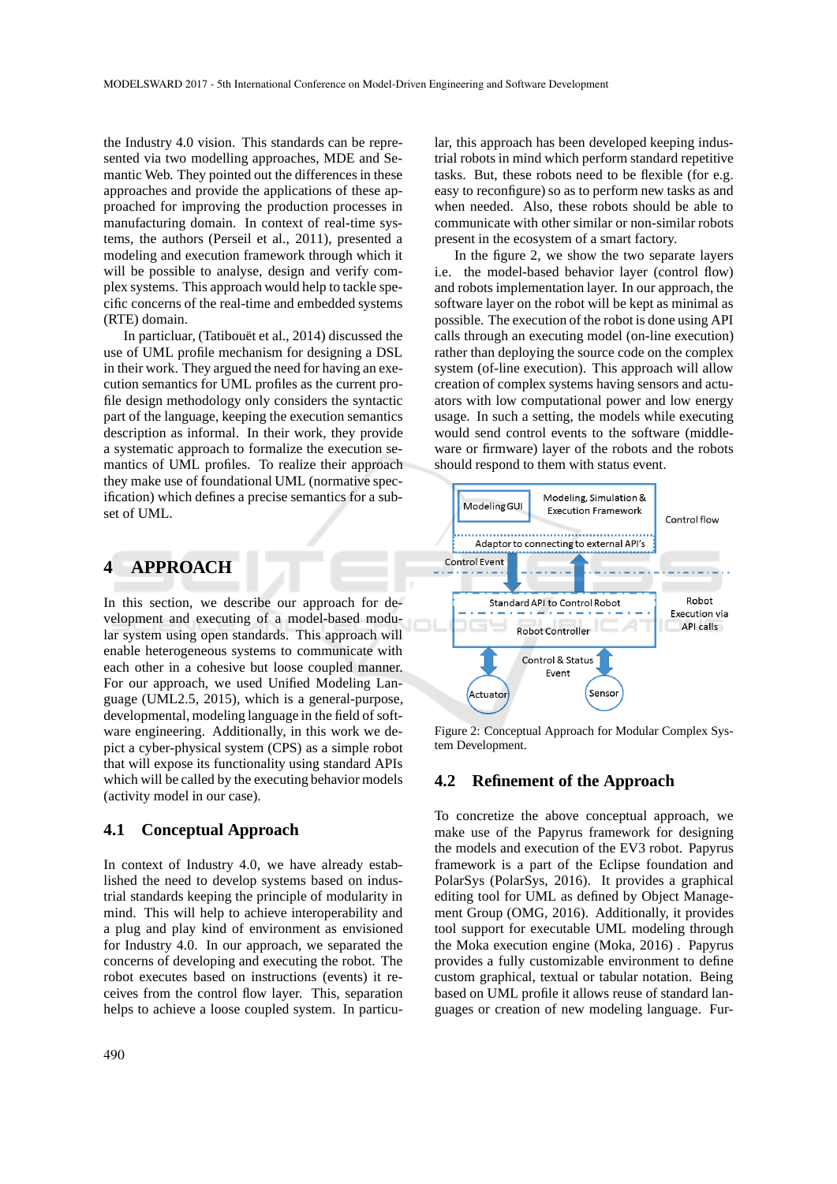the Industry 4.0 vision. This standards can be represented via two modelling approaches, MDE and Semantic Web. They pointed out the differences in these approaches and provide the applications of these approached for improving the production processes in manufacturing domain. In context of real-time systems, the authors (Perseil et al., 2011), presented a modeling and execution framework through which it will be possible to analyse, design and verify complex systems. This approach would help to tackle specific concerns of the real-time and embedded systems (RTE) domain.

In particluar, (Tatibouët et al., 2014) discussed the use of UML profile mechanism for designing a DSL in their work. They argued the need for having an execution semantics for UML profiles as the current profile design methodology only considers the syntactic part of the language, keeping the execution semantics description as informal. In their work, they provide a systematic approach to formalize the execution semantics of UML profiles. To realize their approach they make use of foundational UML (normative specification) which defines a precise semantics for a subset of UML.

# 4 APPROACH

In this section, we describe our approach for development and executing of a model-based modular system using open standards. This approach will enable heterogeneous systems to communicate with each other in a cohesive but loose coupled manner. For our approach, we used Unified Modeling Language (UML2.5, 2015), which is a general-purpose, developmental, modeling language in the field of software engineering. Additionally, in this work we depict a cyber-physical system (CPS) as a simple robot that will expose its functionality using standard APIs which will be called by the executing behavior models (activity model in our case).

## 4.1 Conceptual Approach

In context of Industry 4.0, we have already established the need to develop systems based on industrial standards keeping the principle of modularity in mind. This will help to achieve interoperability and a plug and play kind of environment as envisioned for Industry 4.0. In our approach, we separated the concerns of developing and executing the robot. The robot executes based on instructions (events) it receives from the control flow layer. This, separation helps to achieve a loose coupled system. In particular, this approach has been developed keeping industrial robots in mind which perform standard repetitive tasks. But, these robots need to be flexible (for e.g. easy to reconfigure) so as to perform new tasks as and when needed. Also, these robots should be able to communicate with other similar or non-similar robots present in the ecosystem of a smart factory.

In the figure 2, we show the two separate layers i.e. the model-based behavior layer (control flow) and robots implementation layer. In our approach, the software layer on the robot will be kept as minimal as possible. The execution of the robot is done using API calls through an executing model (on-line execution) rather than deploying the source code on the complex system (of-line execution). This approach will allow creation of complex systems having sensors and actuators with low computational power and low energy usage. In such a setting, the models while executing would send control events to the software (middleware or firmware) layer of the robots and the robots should respond to them with status event.

Figure 2: Conceptual Approach for Modular Complex System Development.

## 4.2 Refinement of the Approach

To concretize the above conceptual approach, we make use of the Papyrus framework for designing the models and execution of the EV3 robot. Papyrus framework is a part of the Eclipse foundation and PolarSys (PolarSys, 2016). It provides a graphical editing tool for UML as defined by Object Management Group (OMG, 2016). Additionally, it provides tool support for executable UML modeling through the Moka execution engine (Moka, 2016) . Papyrus provides a fully customizable environment to define custom graphical, textual or tabular notation. Being based on UML profile it allows reuse of standard languages or creation of new modeling language. Fur-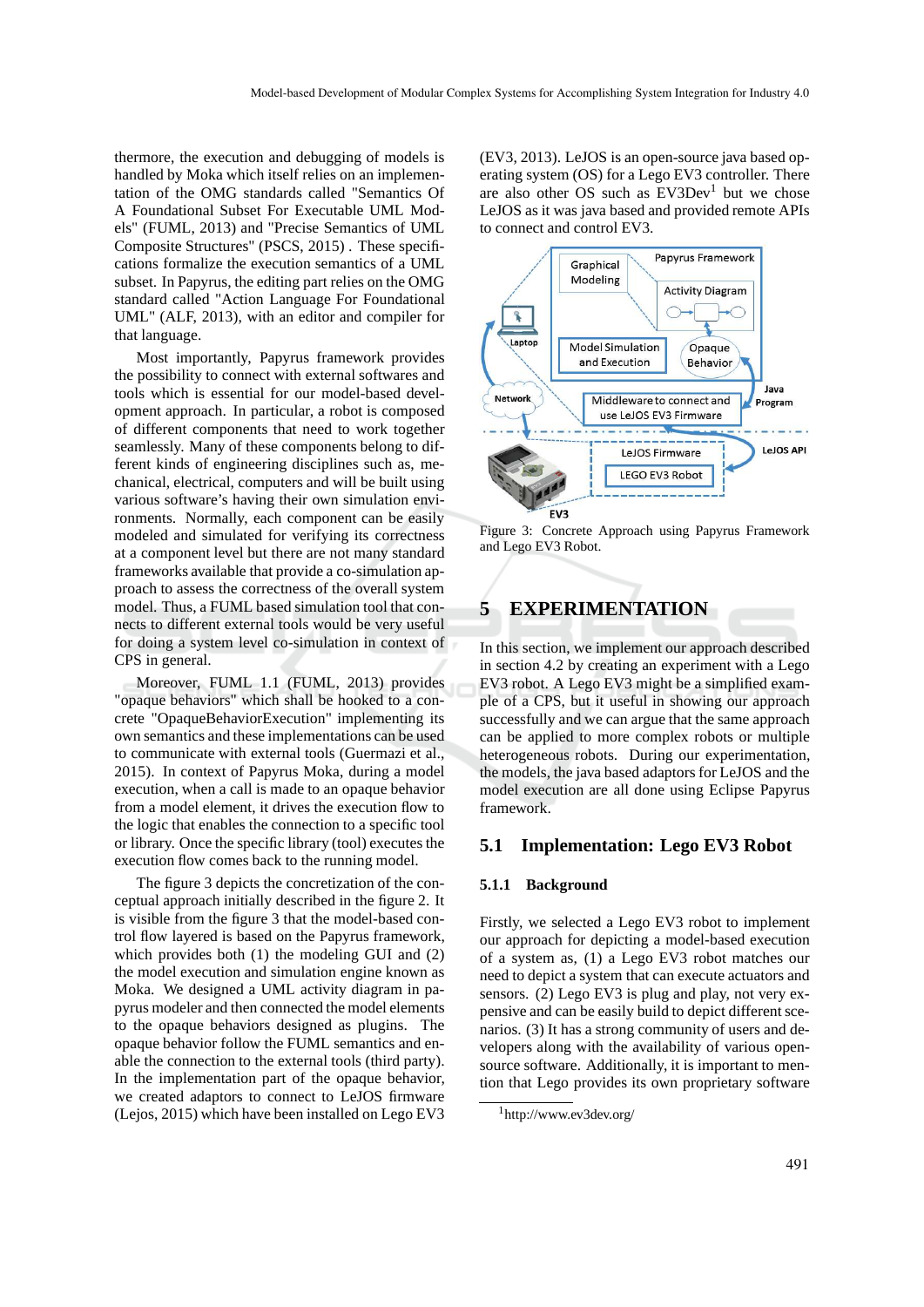thermore, the execution and debugging of models is handled by Moka which itself relies on an implementation of the OMG standards called "Semantics Of A Foundational Subset For Executable UML Models" (FUML, 2013) and "Precise Semantics of UML Composite Structures" (PSCS, 2015) . These specifications formalize the execution semantics of a UML subset. In Papyrus, the editing part relies on the OMG standard called "Action Language For Foundational UML" (ALF, 2013), with an editor and compiler for that language.

Most importantly, Papyrus framework provides the possibility to connect with external softwares and tools which is essential for our model-based development approach. In particular, a robot is composed of different components that need to work together seamlessly. Many of these components belong to different kinds of engineering disciplines such as, mechanical, electrical, computers and will be built using various software's having their own simulation environments. Normally, each component can be easily modeled and simulated for verifying its correctness at a component level but there are not many standard frameworks available that provide a co-simulation approach to assess the correctness of the overall system model. Thus, a FUML based simulation tool that connects to different external tools would be very useful for doing a system level co-simulation in context of CPS in general.

Moreover, FUML 1.1 (FUML, 2013) provides "opaque behaviors" which shall be hooked to a concrete "OpaqueBehaviorExecution" implementing its own semantics and these implementations can be used to communicate with external tools (Guermazi et al., 2015). In context of Papyrus Moka, during a model execution, when a call is made to an opaque behavior from a model element, it drives the execution flow to the logic that enables the connection to a specific tool or library. Once the specific library (tool) executes the execution flow comes back to the running model.

The figure 3 depicts the concretization of the conceptual approach initially described in the figure 2. It is visible from the figure 3 that the model-based control flow layered is based on the Papyrus framework, which provides both (1) the modeling GUI and (2) the model execution and simulation engine known as Moka. We designed a UML activity diagram in papyrus modeler and then connected the model elements to the opaque behaviors designed as plugins. The opaque behavior follow the FUML semantics and enable the connection to the external tools (third party). In the implementation part of the opaque behavior, we created adaptors to connect to LeJOS firmware (Lejos, 2015) which have been installed on Lego EV3 (EV3, 2013). LeJOS is an open-source java based operating system (OS) for a Lego EV3 controller. There are also other OS such as EV3Dev[1] but we chose LeJOS as it was java based and provided remote APIs to connect and control EV3.

Figure 3: Concrete Approach using Papyrus Framework and Lego EV3 Robot.

## 5 EXPERIMENTATION

In this section, we implement our approach described in section 4.2 by creating an experiment with a Lego EV3 robot. A Lego EV3 might be a simplified example of a CPS, but it useful in showing our approach successfully and we can argue that the same approach can be applied to more complex robots or multiple heterogeneous robots. During our experimentation, the models, the java based adaptors for LeJOS and the model execution are all done using Eclipse Papyrus framework.

### 5.1 Implementation: Lego EV3 Robot

#### 5.1.1 Background

Firstly, we selected a Lego EV3 robot to implement our approach for depicting a model-based execution of a system as, (1) a Lego EV3 robot matches our need to depict a system that can execute actuators and sensors. (2) Lego EV3 is plug and play, not very expensive and can be easily build to depict different scenarios. (3) It has a strong community of users and developers along with the availability of various open-source software. Additionally, it is important to mention that Lego provides its own proprietary software

[1] http://www.ev3dev.org/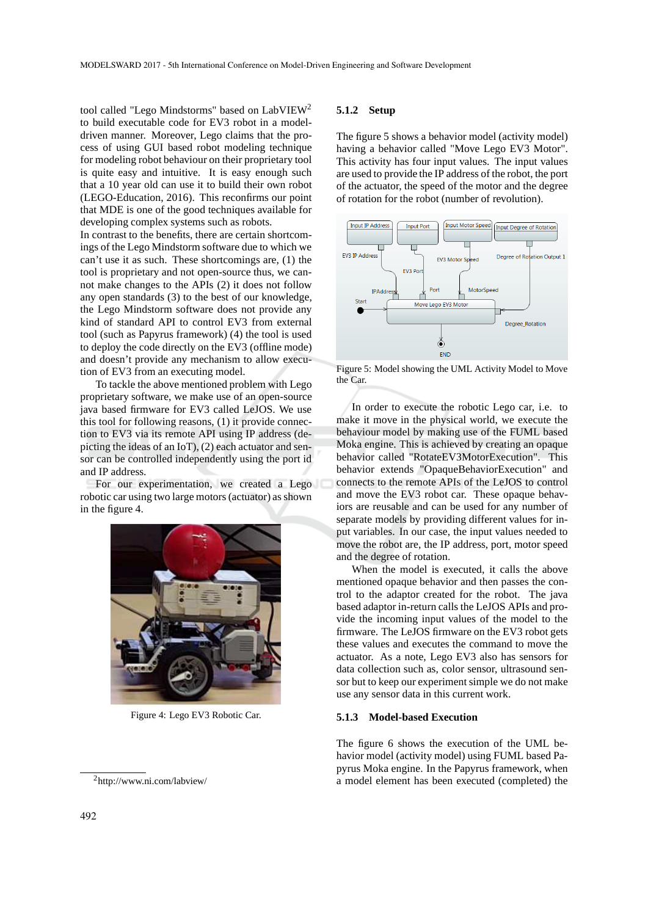tool called "Lego Mindstorms" based on LabVIEW[2] to build executable code for EV3 robot in a model-driven manner. Moreover, Lego claims that the process of using GUI based robot modeling technique for modeling robot behaviour on their proprietary tool is quite easy and intuitive. It is easy enough such that a 10 year old can use it to build their own robot (LEGO-Education, 2016). This reconfirms our point that MDE is one of the good techniques available for developing complex systems such as robots.
In contrast to the benefits, there are certain shortcomings of the Lego Mindstorm software due to which we can't use it as such. These shortcomings are, (1) the tool is proprietary and not open-source thus, we cannot make changes to the APIs (2) it does not follow any open standards (3) to the best of our knowledge, the Lego Mindstorm software does not provide any kind of standard API to control EV3 from external tool (such as Papyrus framework) (4) the tool is used to deploy the code directly on the EV3 (offline mode) and doesn't provide any mechanism to allow execution of EV3 from an executing model.

To tackle the above mentioned problem with Lego proprietary software, we make use of an open-source java based firmware for EV3 called LeJOS. We use this tool for following reasons, (1) it provide connection to EV3 via its remote API using IP address (depicting the ideas of an IoT), (2) each actuator and sensor can be controlled independently using the port id and IP address.

For our experimentation, we created a Lego robotic car using two large motors (actuator) as shown in the figure 4.

Figure 4: Lego EV3 Robotic Car.

[2] http://www.ni.com/labview/

#### 5.1.2 Setup

The figure 5 shows a behavior model (activity model) having a behavior called "Move Lego EV3 Motor". This activity has four input values. The input values are used to provide the IP address of the robot, the port of the actuator, the speed of the motor and the degree of rotation for the robot (number of revolution).

Figure 5: Model showing the UML Activity Model to Move the Car.

In order to execute the robotic Lego car, i.e. to make it move in the physical world, we execute the behaviour model by making use of the FUML based Moka engine. This is achieved by creating an opaque behavior called "RotateEV3MotorExecution". This behavior extends "OpaqueBehaviorExecution" and connects to the remote APIs of the LeJOS to control and move the EV3 robot car. These opaque behaviors are reusable and can be used for any number of separate models by providing different values for input variables. In our case, the input values needed to move the robot are, the IP address, port, motor speed and the degree of rotation.

When the model is executed, it calls the above mentioned opaque behavior and then passes the control to the adaptor created for the robot. The java based adaptor in-return calls the LeJOS APIs and provide the incoming input values of the model to the firmware. The LeJOS firmware on the EV3 robot gets these values and executes the command to move the actuator. As a note, Lego EV3 also has sensors for data collection such as, color sensor, ultrasound sensor but to keep our experiment simple we do not make use any sensor data in this current work.

#### 5.1.3 Model-based Execution

The figure 6 shows the execution of the UML behavior model (activity model) using FUML based Papyrus Moka engine. In the Papyrus framework, when a model element has been executed (completed) the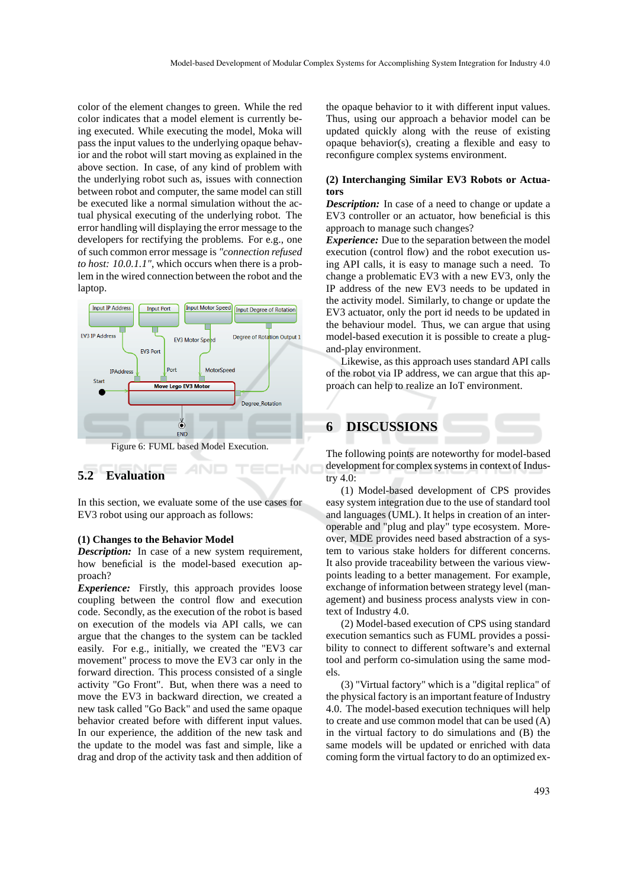color of the element changes to green. While the red color indicates that a model element is currently being executed. While executing the model, Moka will pass the input values to the underlying opaque behavior and the robot will start moving as explained in the above section. In case, of any kind of problem with the underlying robot such as, issues with connection between robot and computer, the same model can still be executed like a normal simulation without the actual physical executing of the underlying robot. The error handling will displaying the error message to the developers for rectifying the problems. For e.g., one of such common error message is *"connection refused to host: 10.0.1.1"*, which occurs when there is a problem in the wired connection between the robot and the laptop.

Figure 6: FUML based Model Execution.

## 5.2 Evaluation

In this section, we evaluate some of the use cases for EV3 robot using our approach as follows:

**(1) Changes to the Behavior Model**
***Description:*** In case of a new system requirement, how beneficial is the model-based execution approach?
***Experience:*** Firstly, this approach provides loose coupling between the control flow and execution code. Secondly, as the execution of the robot is based on execution of the models via API calls, we can argue that the changes to the system can be tackled easily. For e.g., initially, we created the "EV3 car movement" process to move the EV3 car only in the forward direction. This process consisted of a single activity "Go Front". But, when there was a need to move the EV3 in backward direction, we created a new task called "Go Back" and used the same opaque behavior created before with different input values. In our experience, the addition of the new task and the update to the model was fast and simple, like a drag and drop of the activity task and then addition of the opaque behavior to it with different input values. Thus, using our approach a behavior model can be updated quickly along with the reuse of existing opaque behavior(s), creating a flexible and easy to reconfigure complex systems environment.

**(2) Interchanging Similar EV3 Robots or Actuators**
***Description:*** In case of a need to change or update a EV3 controller or an actuator, how beneficial is this approach to manage such changes?
***Experience:*** Due to the separation between the model execution (control flow) and the robot execution using API calls, it is easy to manage such a need. To change a problematic EV3 with a new EV3, only the IP address of the new EV3 needs to be updated in the activity model. Similarly, to change or update the EV3 actuator, only the port id needs to be updated in the behaviour model. Thus, we can argue that using model-based execution it is possible to create a plug-and-play environment.

Likewise, as this approach uses standard API calls of the robot via IP address, we can argue that this approach can help to realize an IoT environment.

# 6 DISCUSSIONS

The following points are noteworthy for model-based development for complex systems in context of Industry 4.0:

(1) Model-based development of CPS provides easy system integration due to the use of standard tool and languages (UML). It helps in creation of an inter-operable and "plug and play" type ecosystem. Moreover, MDE provides need based abstraction of a system to various stake holders for different concerns. It also provide traceability between the various view-points leading to a better management. For example, exchange of information between strategy level (management) and business process analysts view in context of Industry 4.0.

(2) Model-based execution of CPS using standard execution semantics such as FUML provides a possibility to connect to different software's and external tool and perform co-simulation using the same models.

(3) "Virtual factory" which is a "digital replica" of the physical factory is an important feature of Industry 4.0. The model-based execution techniques will help to create and use common model that can be used (A) in the virtual factory to do simulations and (B) the same models will be updated or enriched with data coming form the virtual factory to do an optimized ex-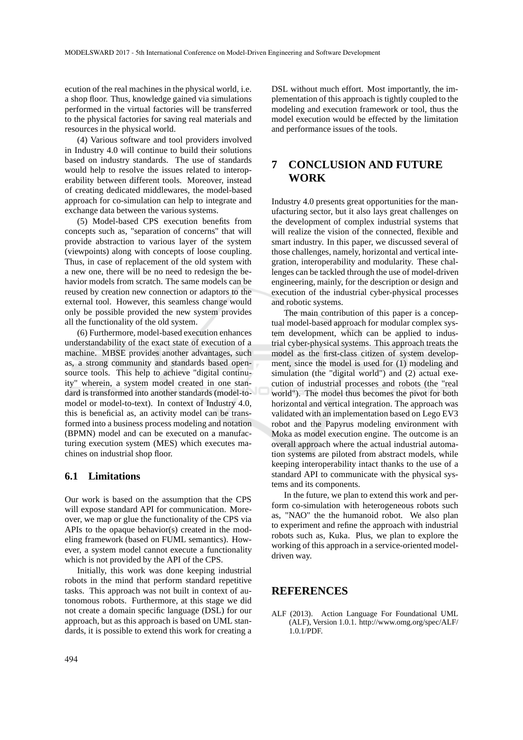ecution of the real machines in the physical world, i.e. a shop floor. Thus, knowledge gained via simulations performed in the virtual factories will be transferred to the physical factories for saving real materials and resources in the physical world.

(4) Various software and tool providers involved in Industry 4.0 will continue to build their solutions based on industry standards. The use of standards would help to resolve the issues related to interoperability between different tools. Moreover, instead of creating dedicated middlewares, the model-based approach for co-simulation can help to integrate and exchange data between the various systems.

(5) Model-based CPS execution benefits from concepts such as, "separation of concerns" that will provide abstraction to various layer of the system (viewpoints) along with concepts of loose coupling. Thus, in case of replacement of the old system with a new one, there will be no need to redesign the behavior models from scratch. The same models can be reused by creation new connection or adaptors to the external tool. However, this seamless change would only be possible provided the new system provides all the functionality of the old system.

(6) Furthermore, model-based execution enhances understandability of the exact state of execution of a machine. MBSE provides another advantages, such as, a strong community and standards based open-source tools. This help to achieve "digital continuity" wherein, a system model created in one standard is transformed into another standards (model-to-model or model-to-text). In context of Industry 4.0, this is beneficial as, an activity model can be transformed into a business process modeling and notation (BPMN) model and can be executed on a manufacturing execution system (MES) which executes machines on industrial shop floor.

### 6.1 Limitations

Our work is based on the assumption that the CPS will expose standard API for communication. Moreover, we map or glue the functionality of the CPS via APIs to the opaque behavior(s) created in the modeling framework (based on FUML semantics). However, a system model cannot execute a functionality which is not provided by the API of the CPS.

Initially, this work was done keeping industrial robots in the mind that perform standard repetitive tasks. This approach was not built in context of autonomous robots. Furthermore, at this stage we did not create a domain specific language (DSL) for our approach, but as this approach is based on UML standards, it is possible to extend this work for creating a DSL without much effort. Most importantly, the implementation of this approach is tightly coupled to the modeling and execution framework or tool, thus the model execution would be effected by the limitation and performance issues of the tools.

## 7 CONCLUSION AND FUTURE WORK

Industry 4.0 presents great opportunities for the manufacturing sector, but it also lays great challenges on the development of complex industrial systems that will realize the vision of the connected, flexible and smart industry. In this paper, we discussed several of those challenges, namely, horizontal and vertical integration, interoperability and modularity. These challenges can be tackled through the use of model-driven engineering, mainly, for the description or design and execution of the industrial cyber-physical processes and robotic systems.

The main contribution of this paper is a conceptual model-based approach for modular complex system development, which can be applied to industrial cyber-physical systems. This approach treats the model as the first-class citizen of system development, since the model is used for (1) modeling and simulation (the "digital world") and (2) actual execution of industrial processes and robots (the "real world"). The model thus becomes the pivot for both horizontal and vertical integration. The approach was validated with an implementation based on Lego EV3 robot and the Papyrus modeling environment with Moka as model execution engine. The outcome is an overall approach where the actual industrial automation systems are piloted from abstract models, while keeping interoperability intact thanks to the use of a standard API to communicate with the physical systems and its components.

In the future, we plan to extend this work and perform co-simulation with heterogeneous robots such as, "NAO" the the humanoid robot. We also plan to experiment and refine the approach with industrial robots such as, Kuka. Plus, we plan to explore the working of this approach in a service-oriented model-driven way.

## REFERENCES

ALF (2013). Action Language For Foundational UML (ALF), Version 1.0.1. http://www.omg.org/spec/ALF/1.0.1/PDF.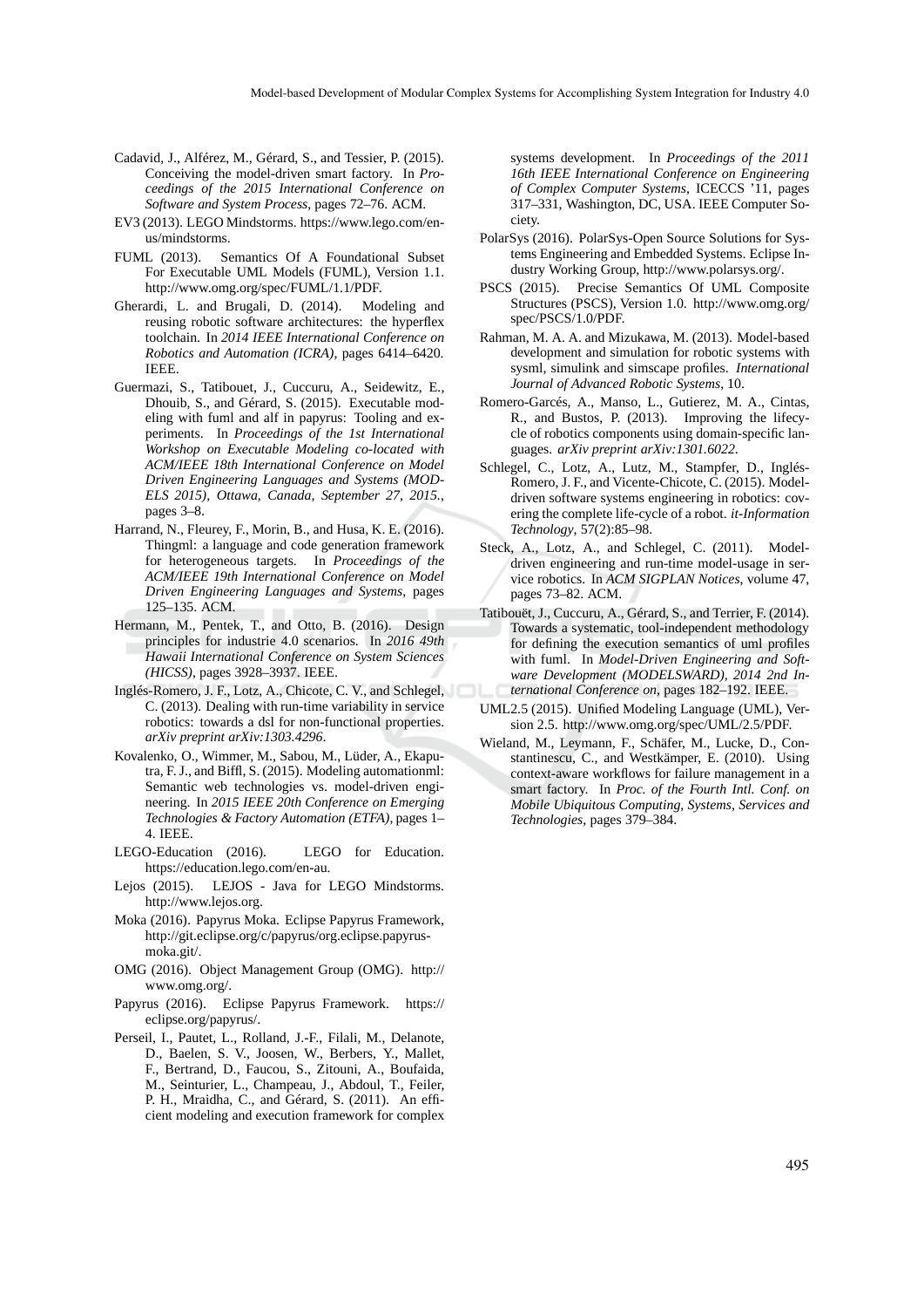Cadavid, J., Alférez, M., Gérard, S., and Tessier, P. (2015). Conceiving the model-driven smart factory. In *Proceedings of the 2015 International Conference on Software and System Process*, pages 72–76. ACM.

EV3 (2013). LEGO Mindstorms. https://www.lego.com/en-us/mindstorms.

FUML (2013). Semantics Of A Foundational Subset For Executable UML Models (FUML), Version 1.1. http://www.omg.org/spec/FUML/1.1/PDF.

Gherardi, L. and Brugali, D. (2014). Modeling and reusing robotic software architectures: the hyperflex toolchain. In *2014 IEEE International Conference on Robotics and Automation (ICRA)*, pages 6414–6420. IEEE.

Guermazi, S., Tatibouet, J., Cuccuru, A., Seidewitz, E., Dhouib, S., and Gérard, S. (2015). Executable modeling with fuml and alf in papyrus: Tooling and experiments. In *Proceedings of the 1st International Workshop on Executable Modeling co-located with ACM/IEEE 18th International Conference on Model Driven Engineering Languages and Systems (MODELS 2015), Ottawa, Canada, September 27, 2015.*, pages 3–8.

Harrand, N., Fleurey, F., Morin, B., and Husa, K. E. (2016). Thingml: a language and code generation framework for heterogeneous targets. In *Proceedings of the ACM/IEEE 19th International Conference on Model Driven Engineering Languages and Systems*, pages 125–135. ACM.

Hermann, M., Pentek, T., and Otto, B. (2016). Design principles for industrie 4.0 scenarios. In *2016 49th Hawaii International Conference on System Sciences (HICSS)*, pages 3928–3937. IEEE.

Inglés-Romero, J. F., Lotz, A., Chicote, C. V., and Schlegel, C. (2013). Dealing with run-time variability in service robotics: towards a dsl for non-functional properties. *arXiv preprint arXiv:1303.4296*.

Kovalenko, O., Wimmer, M., Sabou, M., Lüder, A., Ekaputra, F. J., and Biffl, S. (2015). Modeling automationml: Semantic web technologies vs. model-driven engineering. In *2015 IEEE 20th Conference on Emerging Technologies & Factory Automation (ETFA)*, pages 1–4. IEEE.

LEGO-Education (2016). LEGO for Education. https://education.lego.com/en-au.

Lejos (2015). LEJOS - Java for LEGO Mindstorms. http://www.lejos.org.

Moka (2016). Papyrus Moka. Eclipse Papyrus Framework, http://git.eclipse.org/c/papyrus/org.eclipse.papyrus-moka.git/.

OMG (2016). Object Management Group (OMG). http://www.omg.org/.

Papyrus (2016). Eclipse Papyrus Framework. https://eclipse.org/papyrus/.

Perseil, I., Pautet, L., Rolland, J.-F., Filali, M., Delanote, D., Baelen, S. V., Joosen, W., Berbers, Y., Mallet, F., Bertrand, D., Faucou, S., Zitouni, A., Boufaida, M., Seinturier, L., Champeau, J., Abdoul, T., Feiler, P. H., Mraidha, C., and Gérard, S. (2011). An efficient modeling and execution framework for complex systems development. In *Proceedings of the 2011 16th IEEE International Conference on Engineering of Complex Computer Systems*, ICECCS '11, pages 317–331, Washington, DC, USA. IEEE Computer Society.

PolarSys (2016). PolarSys-Open Source Solutions for Systems Engineering and Embedded Systems. Eclipse Industry Working Group, http://www.polarsys.org/.

PSCS (2015). Precise Semantics Of UML Composite Structures (PSCS), Version 1.0. http://www.omg.org/spec/PSCS/1.0/PDF.

Rahman, M. A. A. and Mizukawa, M. (2013). Model-based development and simulation for robotic systems with sysml, simulink and simscape profiles. *International Journal of Advanced Robotic Systems*, 10.

Romero-Garcés, A., Manso, L., Gutierez, M. A., Cintas, R., and Bustos, P. (2013). Improving the lifecycle of robotics components using domain-specific languages. *arXiv preprint arXiv:1301.6022*.

Schlegel, C., Lotz, A., Lutz, M., Stampfer, D., Inglés-Romero, J. F., and Vicente-Chicote, C. (2015). Model-driven software systems engineering in robotics: covering the complete life-cycle of a robot. *it-Information Technology*, 57(2):85–98.

Steck, A., Lotz, A., and Schlegel, C. (2011). Model-driven engineering and run-time model-usage in service robotics. In *ACM SIGPLAN Notices*, volume 47, pages 73–82. ACM.

Tatibouët, J., Cuccuru, A., Gérard, S., and Terrier, F. (2014). Towards a systematic, tool-independent methodology for defining the execution semantics of uml profiles with fuml. In *Model-Driven Engineering and Software Development (MODELSWARD), 2014 2nd International Conference on*, pages 182–192. IEEE.

UML2.5 (2015). Unified Modeling Language (UML), Version 2.5. http://www.omg.org/spec/UML/2.5/PDF.

Wieland, M., Leymann, F., Schäfer, M., Lucke, D., Constantinescu, C., and Westkämper, E. (2010). Using context-aware workflows for failure management in a smart factory. In *Proc. of the Fourth Intl. Conf. on Mobile Ubiquitous Computing, Systems, Services and Technologies*, pages 379–384.